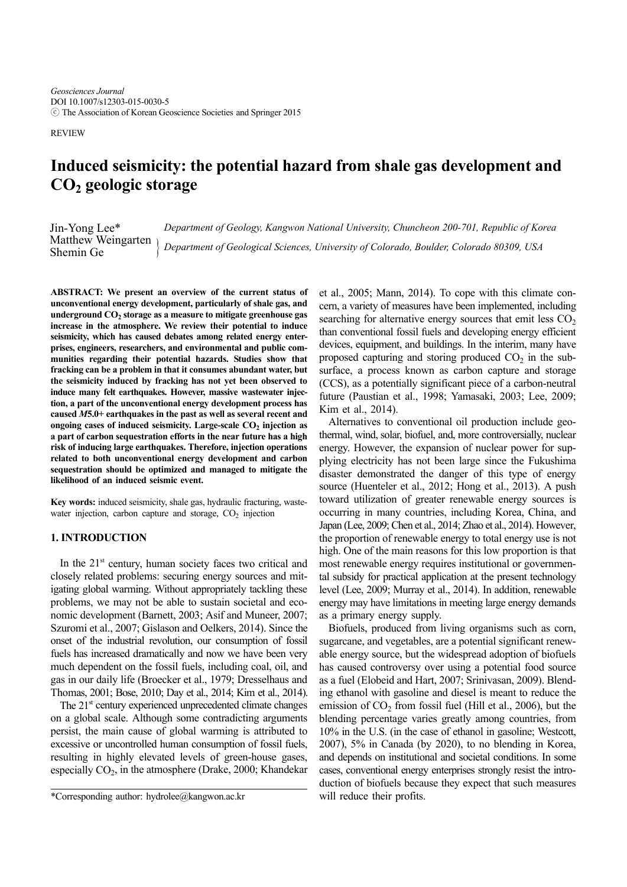Geosciences Journal
DOI 10.1007/s12303-015-0030-5
Ⓒ The Association of Korean Geoscience Societies and Springer 2015

REVIEW

# Induced seismicity: the potential hazard from shale gas development and $CO_2$ geologic storage

Jin-Yong Lee* — *Department of Geology, Kangwon National University, Chuncheon 200-701, Republic of Korea*
Matthew Weingarten, Shemin Ge — *Department of Geological Sciences, University of Colorado, Boulder, Colorado 80309, USA*

**ABSTRACT: We present an overview of the current status of unconventional energy development, particularly of shale gas, and underground $CO_2$ storage as a measure to mitigate greenhouse gas increase in the atmosphere. We review their potential to induce seismicity, which has caused debates among related energy enterprises, engineers, researchers, and environmental and public communities regarding their potential hazards. Studies show that fracking can be a problem in that it consumes abundant water, but the seismicity induced by fracking has not yet been observed to induce many felt earthquakes. However, massive wastewater injection, a part of the unconventional energy development process has caused *M*5.0+ earthquakes in the past as well as several recent and ongoing cases of induced seismicity. Large-scale $CO_2$ injection as a part of carbon sequestration efforts in the near future has a high risk of inducing large earthquakes. Therefore, injection operations related to both unconventional energy development and carbon sequestration should be optimized and managed to mitigate the likelihood of an induced seismic event.**

**Key words:** induced seismicity, shale gas, hydraulic fracturing, wastewater injection, carbon capture and storage, $CO_2$ injection

## 1. INTRODUCTION

In the 21st century, human society faces two critical and closely related problems: securing energy sources and mitigating global warming. Without appropriately tackling these problems, we may not be able to sustain societal and economic development (Barnett, 2003; Asif and Muneer, 2007; Szuromi et al., 2007; Gislason and Oelkers, 2014). Since the onset of the industrial revolution, our consumption of fossil fuels has increased dramatically and now we have been very much dependent on the fossil fuels, including coal, oil, and gas in our daily life (Broecker et al., 1979; Dresselhaus and Thomas, 2001; Bose, 2010; Day et al., 2014; Kim et al., 2014).

The 21st century experienced unprecedented climate changes on a global scale. Although some contradicting arguments persist, the main cause of global warming is attributed to excessive or uncontrolled human consumption of fossil fuels, resulting in highly elevated levels of green-house gases, especially $CO_2$, in the atmosphere (Drake, 2000; Khandekar et al., 2005; Mann, 2014). To cope with this climate concern, a variety of measures have been implemented, including searching for alternative energy sources that emit less $CO_2$ than conventional fossil fuels and developing energy efficient devices, equipment, and buildings. In the interim, many have proposed capturing and storing produced $CO_2$ in the subsurface, a process known as carbon capture and storage (CCS), as a potentially significant piece of a carbon-neutral future (Paustian et al., 1998; Yamasaki, 2003; Lee, 2009; Kim et al., 2014).

Alternatives to conventional oil production include geothermal, wind, solar, biofuel, and, more controversially, nuclear energy. However, the expansion of nuclear power for supplying electricity has not been large since the Fukushima disaster demonstrated the danger of this type of energy source (Huenteler et al., 2012; Hong et al., 2013). A push toward utilization of greater renewable energy sources is occurring in many countries, including Korea, China, and Japan (Lee, 2009; Chen et al., 2014; Zhao et al., 2014). However, the proportion of renewable energy to total energy use is not high. One of the main reasons for this low proportion is that most renewable energy requires institutional or governmental subsidy for practical application at the present technology level (Lee, 2009; Murray et al., 2014). In addition, renewable energy may have limitations in meeting large energy demands as a primary energy supply.

Biofuels, produced from living organisms such as corn, sugarcane, and vegetables, are a potential significant renewable energy source, but the widespread adoption of biofuels has caused controversy over using a potential food source as a fuel (Elobeid and Hart, 2007; Srinivasan, 2009). Blending ethanol with gasoline and diesel is meant to reduce the emission of $CO_2$ from fossil fuel (Hill et al., 2006), but the blending percentage varies greatly among countries, from 10% in the U.S. (in the case of ethanol in gasoline; Westcott, 2007), 5% in Canada (by 2020), to no blending in Korea, and depends on institutional and societal conditions. In some cases, conventional energy enterprises strongly resist the introduction of biofuels because they expect that such measures will reduce their profits.

*Corresponding author: hydrolee@kangwon.ac.kr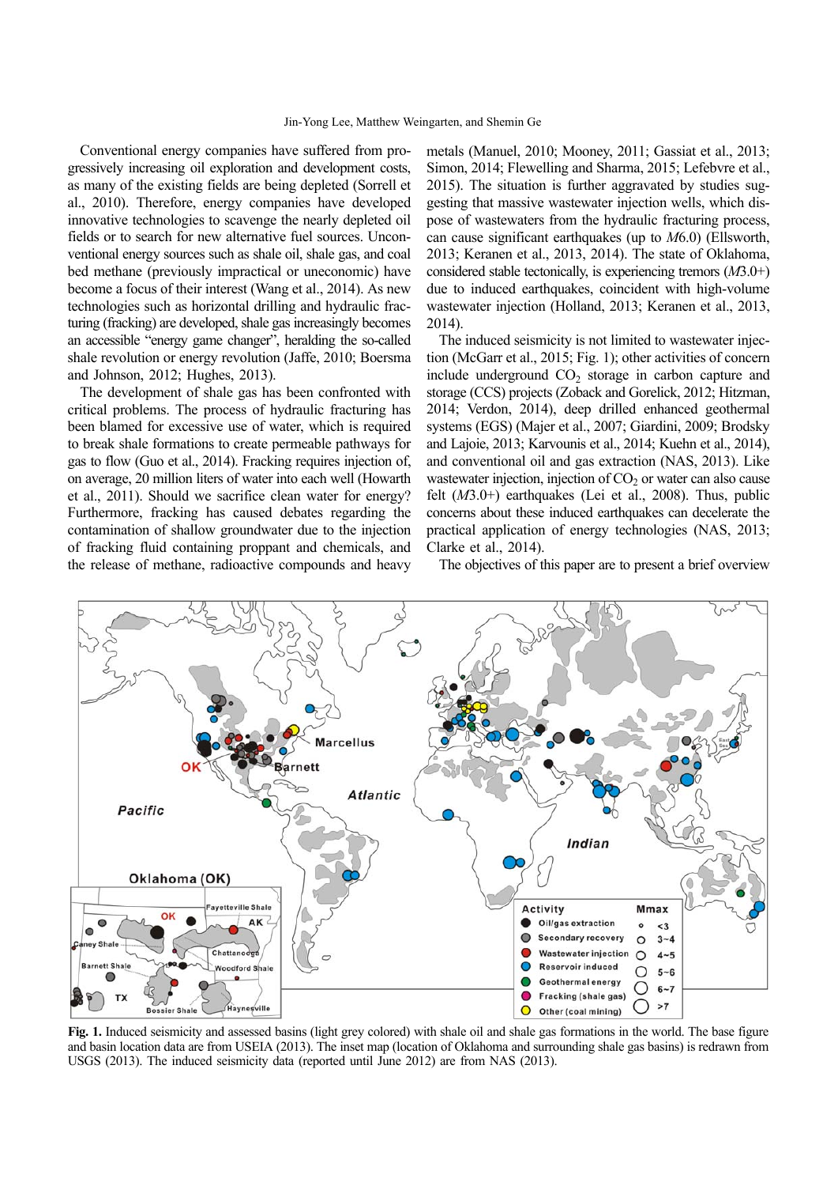Conventional energy companies have suffered from progressively increasing oil exploration and development costs, as many of the existing fields are being depleted (Sorrell et al., 2010). Therefore, energy companies have developed innovative technologies to scavenge the nearly depleted oil fields or to search for new alternative fuel sources. Unconventional energy sources such as shale oil, shale gas, and coal bed methane (previously impractical or uneconomic) have become a focus of their interest (Wang et al., 2014). As new technologies such as horizontal drilling and hydraulic fracturing (fracking) are developed, shale gas increasingly becomes an accessible "energy game changer", heralding the so-called shale revolution or energy revolution (Jaffe, 2010; Boersma and Johnson, 2012; Hughes, 2013).

The development of shale gas has been confronted with critical problems. The process of hydraulic fracturing has been blamed for excessive use of water, which is required to break shale formations to create permeable pathways for gas to flow (Guo et al., 2014). Fracking requires injection of, on average, 20 million liters of water into each well (Howarth et al., 2011). Should we sacrifice clean water for energy? Furthermore, fracking has caused debates regarding the contamination of shallow groundwater due to the injection of fracking fluid containing proppant and chemicals, and the release of methane, radioactive compounds and heavy metals (Manuel, 2010; Mooney, 2011; Gassiat et al., 2013; Simon, 2014; Flewelling and Sharma, 2015; Lefebvre et al., 2015). The situation is further aggravated by studies suggesting that massive wastewater injection wells, which dispose of wastewaters from the hydraulic fracturing process, can cause significant earthquakes (up to *M*6.0) (Ellsworth, 2013; Keranen et al., 2013, 2014). The state of Oklahoma, considered stable tectonically, is experiencing tremors (*M*3.0+) due to induced earthquakes, coincident with high-volume wastewater injection (Holland, 2013; Keranen et al., 2013, 2014).

The induced seismicity is not limited to wastewater injection (McGarr et al., 2015; Fig. 1); other activities of concern include underground $CO_2$ storage in carbon capture and storage (CCS) projects (Zoback and Gorelick, 2012; Hitzman, 2014; Verdon, 2014), deep drilled enhanced geothermal systems (EGS) (Majer et al., 2007; Giardini, 2009; Brodsky and Lajoie, 2013; Karvounis et al., 2014; Kuehn et al., 2014), and conventional oil and gas extraction (NAS, 2013). Like wastewater injection, injection of $CO_2$ or water can also cause felt (*M*3.0+) earthquakes (Lei et al., 2008). Thus, public concerns about these induced earthquakes can decelerate the practical application of energy technologies (NAS, 2013; Clarke et al., 2014).

The objectives of this paper are to present a brief overview

Marcellus
Barnett
OK
Atlantic
Pacific
Indian
East Sea
Oklahoma (OK)
OK
AK
TX
Fayetteville Shale
Caney Shale
Barnett Shale
Chattanooga
Woodford Shale
Bossier Shale
Haynesville
Activity
Oil/gas extraction
Secondary recovery
Wastewater injection
Reservoir induced
Geothermal energy
Fracking (shale gas)
Other (coal mining)
Mmax
<3
3~4
4~5
5~6
6~7
>7

**Fig. 1.** Induced seismicity and assessed basins (light grey colored) with shale oil and shale gas formations in the world. The base figure and basin location data are from USEIA (2013). The inset map (location of Oklahoma and surrounding shale gas basins) is redrawn from USGS (2013). The induced seismicity data (reported until June 2012) are from NAS (2013).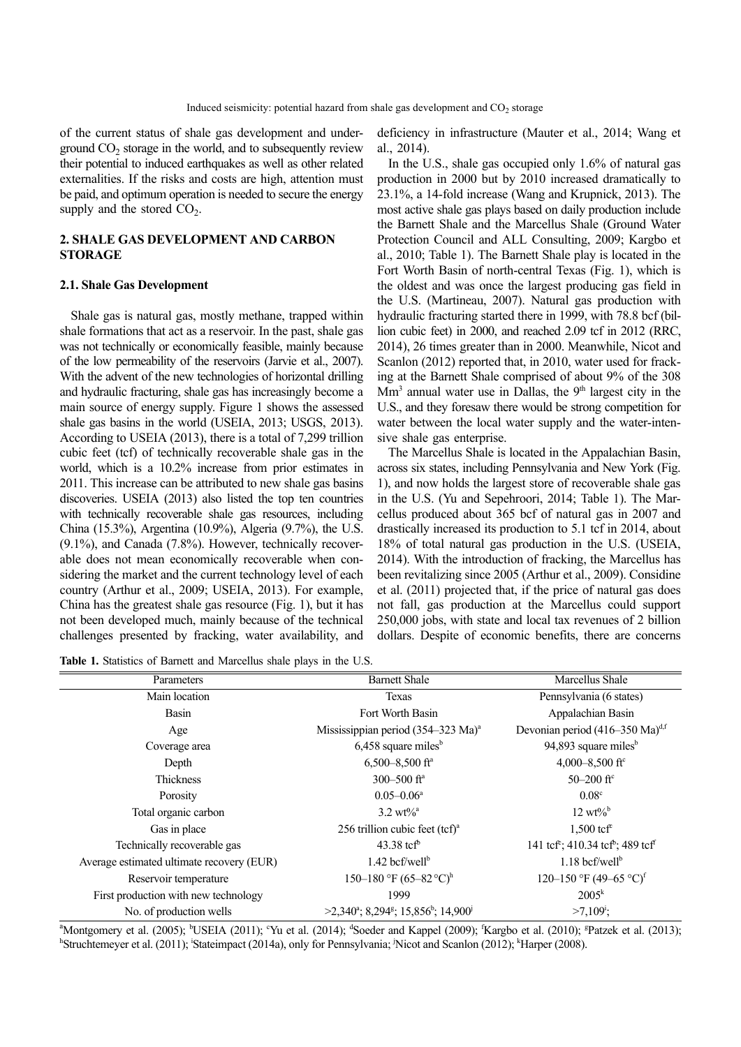of the current status of shale gas development and underground $CO_2$ storage in the world, and to subsequently review their potential to induced earthquakes as well as other related externalities. If the risks and costs are high, attention must be paid, and optimum operation is needed to secure the energy supply and the stored $CO_2$.

## 2. SHALE GAS DEVELOPMENT AND CARBON STORAGE

### 2.1. Shale Gas Development

Shale gas is natural gas, mostly methane, trapped within shale formations that act as a reservoir. In the past, shale gas was not technically or economically feasible, mainly because of the low permeability of the reservoirs (Jarvie et al., 2007). With the advent of the new technologies of horizontal drilling and hydraulic fracturing, shale gas has increasingly become a main source of energy supply. Figure 1 shows the assessed shale gas basins in the world (USEIA, 2013; USGS, 2013). According to USEIA (2013), there is a total of 7,299 trillion cubic feet (tcf) of technically recoverable shale gas in the world, which is a 10.2% increase from prior estimates in 2011. This increase can be attributed to new shale gas basins discoveries. USEIA (2013) also listed the top ten countries with technically recoverable shale gas resources, including China (15.3%), Argentina (10.9%), Algeria (9.7%), the U.S. (9.1%), and Canada (7.8%). However, technically recoverable does not mean economically recoverable when considering the market and the current technology level of each country (Arthur et al., 2009; USEIA, 2013). For example, China has the greatest shale gas resource (Fig. 1), but it has not been developed much, mainly because of the technical challenges presented by fracking, water availability, and deficiency in infrastructure (Mauter et al., 2014; Wang et al., 2014).

In the U.S., shale gas occupied only 1.6% of natural gas production in 2000 but by 2010 increased dramatically to 23.1%, a 14-fold increase (Wang and Krupnick, 2013). The most active shale gas plays based on daily production include the Barnett Shale and the Marcellus Shale (Ground Water Protection Council and ALL Consulting, 2009; Kargbo et al., 2010; Table 1). The Barnett Shale play is located in the Fort Worth Basin of north-central Texas (Fig. 1), which is the oldest and was once the largest producing gas field in the U.S. (Martineau, 2007). Natural gas production with hydraulic fracturing started there in 1999, with 78.8 bcf (billion cubic feet) in 2000, and reached 2.09 tcf in 2012 (RRC, 2014), 26 times greater than in 2000. Meanwhile, Nicot and Scanlon (2012) reported that, in 2010, water used for fracking at the Barnett Shale comprised of about 9% of the 308 $Mm^3$ annual water use in Dallas, the 9th largest city in the U.S., and they foresaw there would be strong competition for water between the local water supply and the water-intensive shale gas enterprise.

The Marcellus Shale is located in the Appalachian Basin, across six states, including Pennsylvania and New York (Fig. 1), and now holds the largest store of recoverable shale gas in the U.S. (Yu and Sepehroori, 2014; Table 1). The Marcellus produced about 365 bcf of natural gas in 2007 and drastically increased its production to 5.1 tcf in 2014, about 18% of total natural gas production in the U.S. (USEIA, 2014). With the introduction of fracking, the Marcellus has been revitalizing since 2005 (Arthur et al., 2009). Considine et al. (2011) projected that, if the price of natural gas does not fall, gas production at the Marcellus could support 250,000 jobs, with state and local tax revenues of 2 billion dollars. Despite of economic benefits, there are concerns

**Table 1.** Statistics of Barnett and Marcellus shale plays in the U.S.

| Parameters | Barnett Shale | Marcellus Shale |
|---|---|---|
| Main location | Texas | Pennsylvania (6 states) |
| Basin | Fort Worth Basin | Appalachian Basin |
| Age | Mississippian period (354–323 Ma)[a] | Devonian period (416–350 Ma)[d,f] |
| Coverage area | 6,458 square miles[b] | 94,893 square miles[b] |
| Depth | 6,500–8,500 ft[a] | 4,000–8,500 ft[c] |
| Thickness | 300–500 ft[a] | 50–200 ft[c] |
| Porosity | 0.05–0.06[a] | 0.08[c] |
| Total organic carbon | 3.2 wt%[a] | 12 wt%[b] |
| Gas in place | 256 trillion cubic feet (tcf)[a] | 1,500 tcf[c] |
| Technically recoverable gas | 43.38 tcf[b] | 141 tcf[c]; 410.34 tcf[b]; 489 tcf[f] |
| Average estimated ultimate recovery (EUR) | 1.42 bcf/well[b] | 1.18 bcf/well[b] |
| Reservoir temperature | 150–180 °F (65–82 °C)[h] | 120–150 °F (49–65 °C)[f] |
| First production with new technology | 1999 | 2005[k] |
| No. of production wells | >2,340[a]; 8,294[g]; 15,856[b]; 14,900[j] | >7,109[i]; |

[a]Montgomery et al. (2005); [b]USEIA (2011); [c]Yu et al. (2014); [d]Soeder and Kappel (2009); [f]Kargbo et al. (2010); [g]Patzek et al. (2013); [h]Struchtemeyer et al. (2011); [i]Stateimpact (2014a), only for Pennsylvania; [j]Nicot and Scanlon (2012); [k]Harper (2008).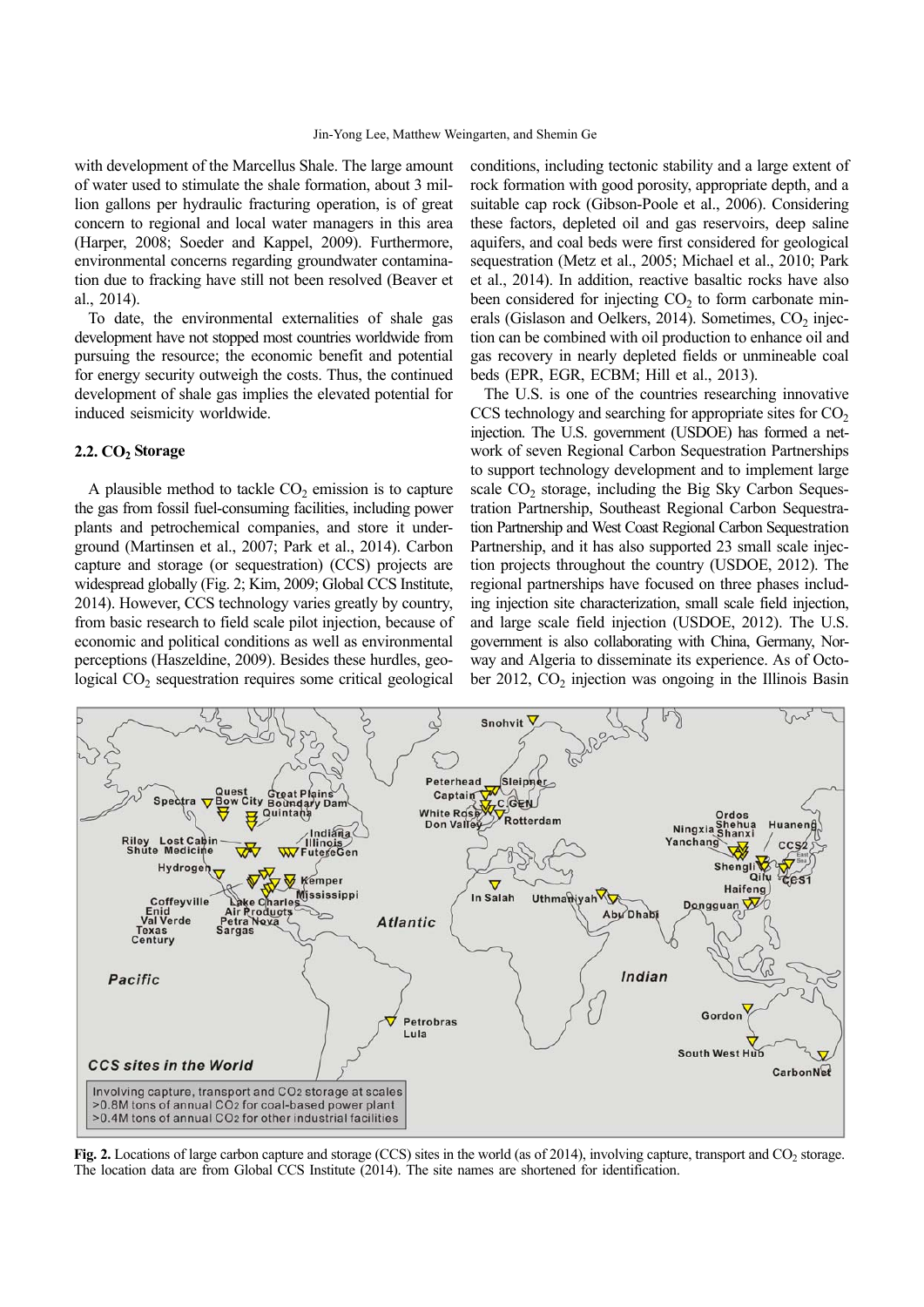with development of the Marcellus Shale. The large amount of water used to stimulate the shale formation, about 3 million gallons per hydraulic fracturing operation, is of great concern to regional and local water managers in this area (Harper, 2008; Soeder and Kappel, 2009). Furthermore, environmental concerns regarding groundwater contamination due to fracking have still not been resolved (Beaver et al., 2014).

To date, the environmental externalities of shale gas development have not stopped most countries worldwide from pursuing the resource; the economic benefit and potential for energy security outweigh the costs. Thus, the continued development of shale gas implies the elevated potential for induced seismicity worldwide.

### 2.2. $CO_2$ Storage

A plausible method to tackle $CO_2$ emission is to capture the gas from fossil fuel-consuming facilities, including power plants and petrochemical companies, and store it underground (Martinsen et al., 2007; Park et al., 2014). Carbon capture and storage (or sequestration) (CCS) projects are widespread globally (Fig. 2; Kim, 2009; Global CCS Institute, 2014). However, CCS technology varies greatly by country, from basic research to field scale pilot injection, because of economic and political conditions as well as environmental perceptions (Haszeldine, 2009). Besides these hurdles, geological $CO_2$ sequestration requires some critical geological conditions, including tectonic stability and a large extent of rock formation with good porosity, appropriate depth, and a suitable cap rock (Gibson-Poole et al., 2006). Considering these factors, depleted oil and gas reservoirs, deep saline aquifers, and coal beds were first considered for geological sequestration (Metz et al., 2005; Michael et al., 2010; Park et al., 2014). In addition, reactive basaltic rocks have also been considered for injecting $CO_2$ to form carbonate minerals (Gislason and Oelkers, 2014). Sometimes, $CO_2$ injection can be combined with oil production to enhance oil and gas recovery in nearly depleted fields or unmineable coal beds (EPR, EGR, ECBM; Hill et al., 2013).

The U.S. is one of the countries researching innovative CCS technology and searching for appropriate sites for $CO_2$ injection. The U.S. government (USDOE) has formed a network of seven Regional Carbon Sequestration Partnerships to support technology development and to implement large scale $CO_2$ storage, including the Big Sky Carbon Sequestration Partnership, Southeast Regional Carbon Sequestration Partnership and West Coast Regional Carbon Sequestration Partnership, and it has also supported 23 small scale injection projects throughout the country (USDOE, 2012). The regional partnerships have focused on three phases including injection site characterization, small scale field injection, and large scale field injection (USDOE, 2012). The U.S. government is also collaborating with China, Germany, Norway and Algeria to disseminate its experience. As of October 2012, $CO_2$ injection was ongoing in the Illinois Basin

CCS sites in the World

Involving capture, transport and CO2 storage at scales
>0.8M tons of annual CO2 for coal-based power plant
>0.4M tons of annual CO2 for other industrial facilities

**Fig. 2.** Locations of large carbon capture and storage (CCS) sites in the world (as of 2014), involving capture, transport and $CO_2$ storage. The location data are from Global CCS Institute (2014). The site names are shortened for identification.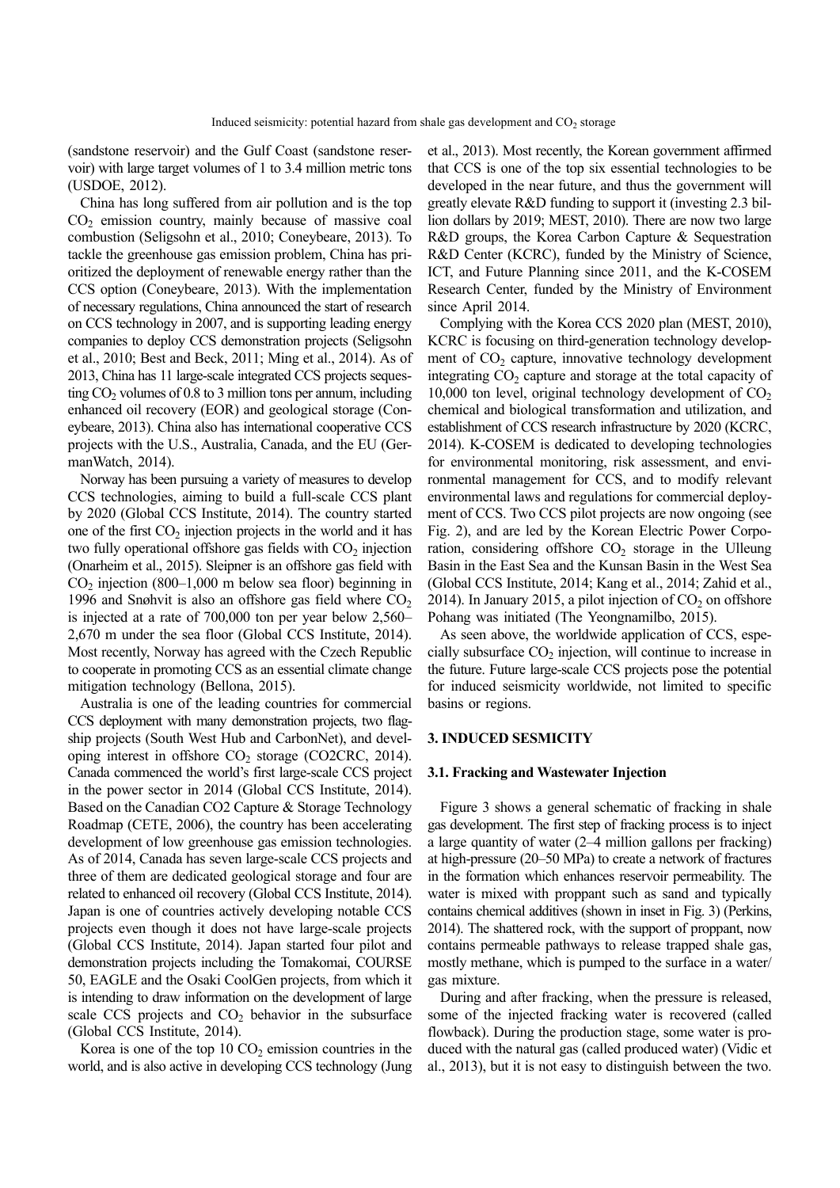(sandstone reservoir) and the Gulf Coast (sandstone reservoir) with large target volumes of 1 to 3.4 million metric tons (USDOE, 2012).

China has long suffered from air pollution and is the top $CO_2$ emission country, mainly because of massive coal combustion (Seligsohn et al., 2010; Coneybeare, 2013). To tackle the greenhouse gas emission problem, China has prioritized the deployment of renewable energy rather than the CCS option (Coneybeare, 2013). With the implementation of necessary regulations, China announced the start of research on CCS technology in 2007, and is supporting leading energy companies to deploy CCS demonstration projects (Seligsohn et al., 2010; Best and Beck, 2011; Ming et al., 2014). As of 2013, China has 11 large-scale integrated CCS projects sequesting $CO_2$ volumes of 0.8 to 3 million tons per annum, including enhanced oil recovery (EOR) and geological storage (Coneybeare, 2013). China also has international cooperative CCS projects with the U.S., Australia, Canada, and the EU (GermanWatch, 2014).

Norway has been pursuing a variety of measures to develop CCS technologies, aiming to build a full-scale CCS plant by 2020 (Global CCS Institute, 2014). The country started one of the first $CO_2$ injection projects in the world and it has two fully operational offshore gas fields with $CO_2$ injection (Onarheim et al., 2015). Sleipner is an offshore gas field with $CO_2$ injection (800–1,000 m below sea floor) beginning in 1996 and Snøhvit is also an offshore gas field where $CO_2$ is injected at a rate of 700,000 ton per year below 2,560–2,670 m under the sea floor (Global CCS Institute, 2014). Most recently, Norway has agreed with the Czech Republic to cooperate in promoting CCS as an essential climate change mitigation technology (Bellona, 2015).

Australia is one of the leading countries for commercial CCS deployment with many demonstration projects, two flagship projects (South West Hub and CarbonNet), and developing interest in offshore $CO_2$ storage (CO2CRC, 2014). Canada commenced the world's first large-scale CCS project in the power sector in 2014 (Global CCS Institute, 2014). Based on the Canadian CO2 Capture & Storage Technology Roadmap (CETE, 2006), the country has been accelerating development of low greenhouse gas emission technologies. As of 2014, Canada has seven large-scale CCS projects and three of them are dedicated geological storage and four are related to enhanced oil recovery (Global CCS Institute, 2014). Japan is one of countries actively developing notable CCS projects even though it does not have large-scale projects (Global CCS Institute, 2014). Japan started four pilot and demonstration projects including the Tomakomai, COURSE 50, EAGLE and the Osaki CoolGen projects, from which it is intending to draw information on the development of large scale CCS projects and $CO_2$ behavior in the subsurface (Global CCS Institute, 2014).

Korea is one of the top 10 $CO_2$ emission countries in the world, and is also active in developing CCS technology (Jung et al., 2013). Most recently, the Korean government affirmed that CCS is one of the top six essential technologies to be developed in the near future, and thus the government will greatly elevate R&D funding to support it (investing 2.3 billion dollars by 2019; MEST, 2010). There are now two large R&D groups, the Korea Carbon Capture & Sequestration R&D Center (KCRC), funded by the Ministry of Science, ICT, and Future Planning since 2011, and the K-COSEM Research Center, funded by the Ministry of Environment since April 2014.

Complying with the Korea CCS 2020 plan (MEST, 2010), KCRC is focusing on third-generation technology development of $CO_2$ capture, innovative technology development integrating $CO_2$ capture and storage at the total capacity of 10,000 ton level, original technology development of $CO_2$ chemical and biological transformation and utilization, and establishment of CCS research infrastructure by 2020 (KCRC, 2014). K-COSEM is dedicated to developing technologies for environmental monitoring, risk assessment, and environmental management for CCS, and to modify relevant environmental laws and regulations for commercial deployment of CCS. Two CCS pilot projects are now ongoing (see Fig. 2), and are led by the Korean Electric Power Corporation, considering offshore $CO_2$ storage in the Ulleung Basin in the East Sea and the Kunsan Basin in the West Sea (Global CCS Institute, 2014; Kang et al., 2014; Zahid et al., 2014). In January 2015, a pilot injection of $CO_2$ on offshore Pohang was initiated (The Yeongnamilbo, 2015).

As seen above, the worldwide application of CCS, especially subsurface $CO_2$ injection, will continue to increase in the future. Future large-scale CCS projects pose the potential for induced seismicity worldwide, not limited to specific basins or regions.

## 3. INDUCED SESMICITY

### 3.1. Fracking and Wastewater Injection

Figure 3 shows a general schematic of fracking in shale gas development. The first step of fracking process is to inject a large quantity of water (2–4 million gallons per fracking) at high-pressure (20–50 MPa) to create a network of fractures in the formation which enhances reservoir permeability. The water is mixed with proppant such as sand and typically contains chemical additives (shown in inset in Fig. 3) (Perkins, 2014). The shattered rock, with the support of proppant, now contains permeable pathways to release trapped shale gas, mostly methane, which is pumped to the surface in a water/gas mixture.

During and after fracking, when the pressure is released, some of the injected fracking water is recovered (called flowback). During the production stage, some water is produced with the natural gas (called produced water) (Vidic et al., 2013), but it is not easy to distinguish between the two.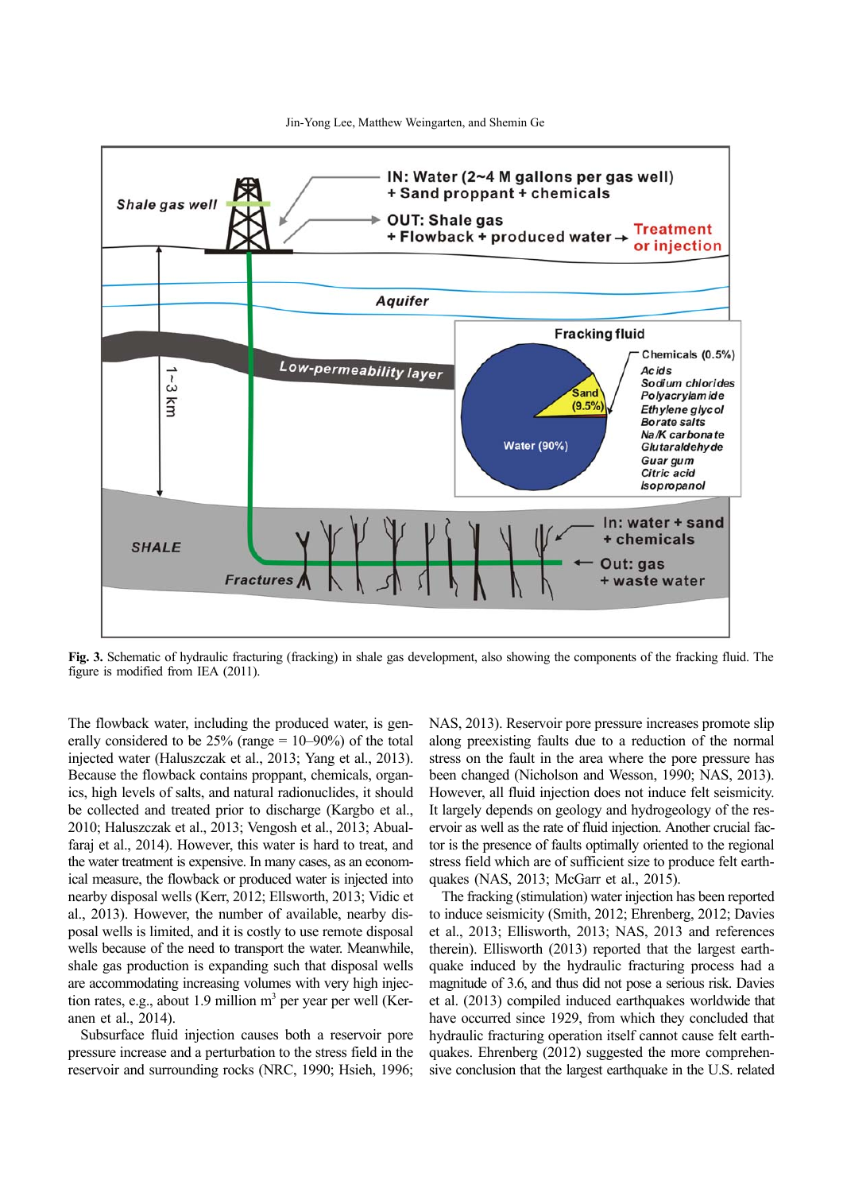Shale gas well

IN: Water (2~4 M gallons per gas well)
+ Sand proppant + chemicals

OUT: Shale gas
+ Flowback + produced water → Treatment or injection

Aquifer

Low-permeability layer

1~3 km

Fracking fluid

Chemicals (0.5%)
Acids
Sodium chlorides
Polyacrylamide
Ethylene glycol
Borate salts
Na/K carbonate
Glutaraldehyde
Guar gum
Citric acid
Isopropanol

Sand (9.5%)

Water (90%)

SHALE

Fractures

In: water + sand
+ chemicals

Out: gas
+ waste water

**Fig. 3.** Schematic of hydraulic fracturing (fracking) in shale gas development, also showing the components of the fracking fluid. The figure is modified from IEA (2011).

The flowback water, including the produced water, is generally considered to be 25% (range = 10–90%) of the total injected water (Haluszczak et al., 2013; Yang et al., 2013). Because the flowback contains proppant, chemicals, organics, high levels of salts, and natural radionuclides, it should be collected and treated prior to discharge (Kargbo et al., 2010; Haluszczak et al., 2013; Vengosh et al., 2013; Abualfaraj et al., 2014). However, this water is hard to treat, and the water treatment is expensive. In many cases, as an economical measure, the flowback or produced water is injected into nearby disposal wells (Kerr, 2012; Ellsworth, 2013; Vidic et al., 2013). However, the number of available, nearby disposal wells is limited, and it is costly to use remote disposal wells because of the need to transport the water. Meanwhile, shale gas production is expanding such that disposal wells are accommodating increasing volumes with very high injection rates, e.g., about 1.9 million $m^3$ per year per well (Keranen et al., 2014).

Subsurface fluid injection causes both a reservoir pore pressure increase and a perturbation to the stress field in the reservoir and surrounding rocks (NRC, 1990; Hsieh, 1996; NAS, 2013). Reservoir pore pressure increases promote slip along preexisting faults due to a reduction of the normal stress on the fault in the area where the pore pressure has been changed (Nicholson and Wesson, 1990; NAS, 2013). However, all fluid injection does not induce felt seismicity. It largely depends on geology and hydrogeology of the reservoir as well as the rate of fluid injection. Another crucial factor is the presence of faults optimally oriented to the regional stress field which are of sufficient size to produce felt earthquakes (NAS, 2013; McGarr et al., 2015).

The fracking (stimulation) water injection has been reported to induce seismicity (Smith, 2012; Ehrenberg, 2012; Davies et al., 2013; Ellsworth, 2013; NAS, 2013 and references therein). Ellsworth (2013) reported that the largest earthquake induced by the hydraulic fracturing process had a magnitude of 3.6, and thus did not pose a serious risk. Davies et al. (2013) compiled induced earthquakes worldwide that have occurred since 1929, from which they concluded that hydraulic fracturing operation itself cannot cause felt earthquakes. Ehrenberg (2012) suggested the more comprehensive conclusion that the largest earthquake in the U.S. related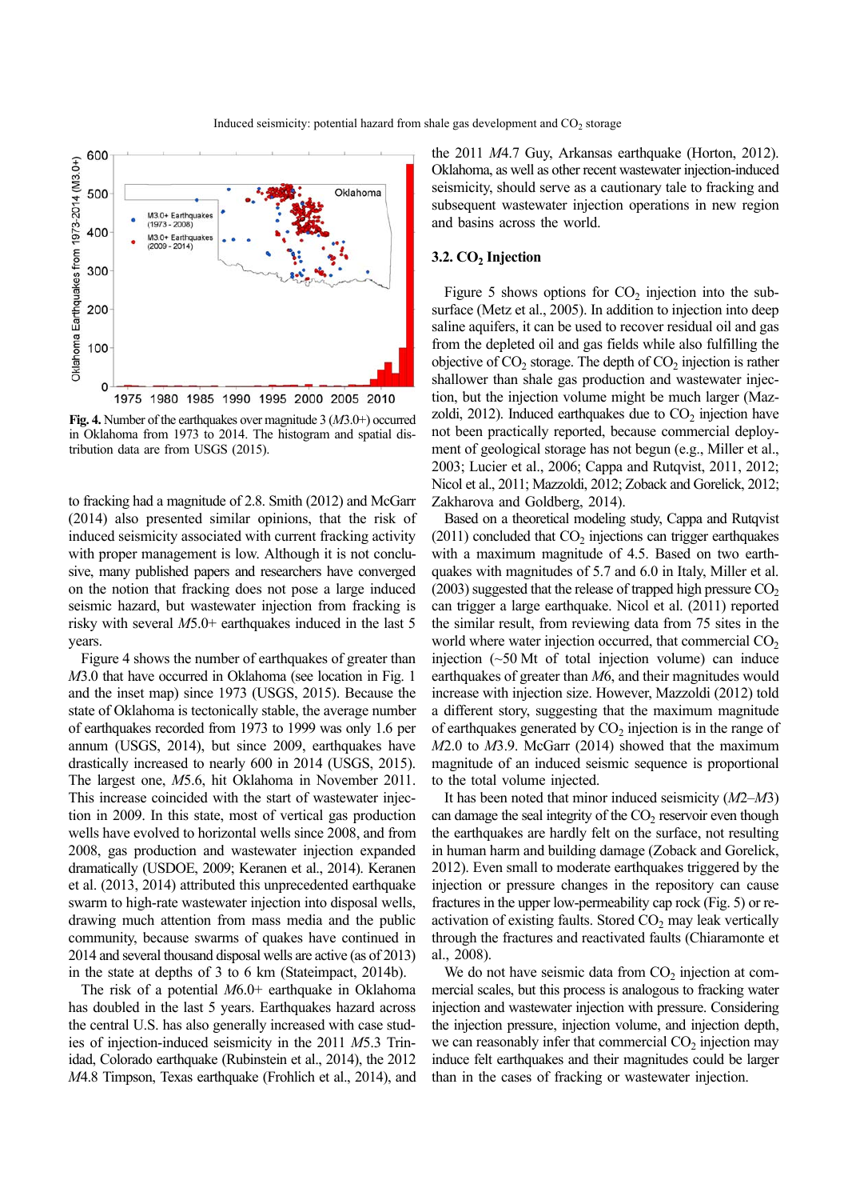Oklahoma Earthquakes from 1973-2014 (M3.0+)

600
500
400
300
200
100
0

1975 1980 1985 1990 1995 2000 2005 2010

Oklahoma

M3.0+ Earthquakes (1973 - 2008)

M3.0+ Earthquakes (2009 - 2014)

**Fig. 4.** Number of the earthquakes over magnitude 3 (*M*3.0+) occurred in Oklahoma from 1973 to 2014. The histogram and spatial distribution data are from USGS (2015).

to fracking had a magnitude of 2.8. Smith (2012) and McGarr (2014) also presented similar opinions, that the risk of induced seismicity associated with current fracking activity with proper management is low. Although it is not conclusive, many published papers and researchers have converged on the notion that fracking does not pose a large induced seismic hazard, but wastewater injection from fracking is risky with several *M*5.0+ earthquakes induced in the last 5 years.

Figure 4 shows the number of earthquakes of greater than *M*3.0 that have occurred in Oklahoma (see location in Fig. 1 and the inset map) since 1973 (USGS, 2015). Because the state of Oklahoma is tectonically stable, the average number of earthquakes recorded from 1973 to 1999 was only 1.6 per annum (USGS, 2014), but since 2009, earthquakes have drastically increased to nearly 600 in 2014 (USGS, 2015). The largest one, *M*5.6, hit Oklahoma in November 2011. This increase coincided with the start of wastewater injection in 2009. In this state, most of vertical gas production wells have evolved to horizontal wells since 2008, and from 2008, gas production and wastewater injection expanded dramatically (USDOE, 2009; Keranen et al., 2014). Keranen et al. (2013, 2014) attributed this unprecedented earthquake swarm to high-rate wastewater injection into disposal wells, drawing much attention from mass media and the public community, because swarms of quakes have continued in 2014 and several thousand disposal wells are active (as of 2013) in the state at depths of 3 to 6 km (Stateimpact, 2014b).

The risk of a potential *M*6.0+ earthquake in Oklahoma has doubled in the last 5 years. Earthquakes hazard across the central U.S. has also generally increased with case studies of injection-induced seismicity in the 2011 *M*5.3 Trinidad, Colorado earthquake (Rubinstein et al., 2014), the 2012 *M*4.8 Timpson, Texas earthquake (Frohlich et al., 2014), and the 2011 *M*4.7 Guy, Arkansas earthquake (Horton, 2012). Oklahoma, as well as other recent wastewater injection-induced seismicity, should serve as a cautionary tale to fracking and subsequent wastewater injection operations in new region and basins across the world.

### 3.2. $CO_2$ Injection

Figure 5 shows options for $CO_2$ injection into the subsurface (Metz et al., 2005). In addition to injection into deep saline aquifers, it can be used to recover residual oil and gas from the depleted oil and gas fields while also fulfilling the objective of $CO_2$ storage. The depth of $CO_2$ injection is rather shallower than shale gas production and wastewater injection, but the injection volume might be much larger (Mazzoldi, 2012). Induced earthquakes due to $CO_2$ injection have not been practically reported, because commercial deployment of geological storage has not begun (e.g., Miller et al., 2003; Lucier et al., 2006; Cappa and Rutqvist, 2011, 2012; Nicol et al., 2011; Mazzoldi, 2012; Zoback and Gorelick, 2012; Zakharova and Goldberg, 2014).

Based on a theoretical modeling study, Cappa and Rutqvist (2011) concluded that $CO_2$ injections can trigger earthquakes with a maximum magnitude of 4.5. Based on two earthquakes with magnitudes of 5.7 and 6.0 in Italy, Miller et al. (2003) suggested that the release of trapped high pressure $CO_2$ can trigger a large earthquake. Nicol et al. (2011) reported the similar result, from reviewing data from 75 sites in the world where water injection occurred, that commercial $CO_2$ injection (~50 Mt of total injection volume) can induce earthquakes of greater than *M*6, and their magnitudes would increase with injection size. However, Mazzoldi (2012) told a different story, suggesting that the maximum magnitude of earthquakes generated by $CO_2$ injection is in the range of *M*2.0 to *M*3.9. McGarr (2014) showed that the maximum magnitude of an induced seismic sequence is proportional to the total volume injected.

It has been noted that minor induced seismicity (*M*2–*M*3) can damage the seal integrity of the $CO_2$ reservoir even though the earthquakes are hardly felt on the surface, not resulting in human harm and building damage (Zoback and Gorelick, 2012). Even small to moderate earthquakes triggered by the injection or pressure changes in the repository can cause fractures in the upper low-permeability cap rock (Fig. 5) or reactivation of existing faults. Stored $CO_2$ may leak vertically through the fractures and reactivated faults (Chiaramonte et al., 2008).

We do not have seismic data from $CO_2$ injection at commercial scales, but this process is analogous to fracking water injection and wastewater injection with pressure. Considering the injection pressure, injection volume, and injection depth, we can reasonably infer that commercial $CO_2$ injection may induce felt earthquakes and their magnitudes could be larger than in the cases of fracking or wastewater injection.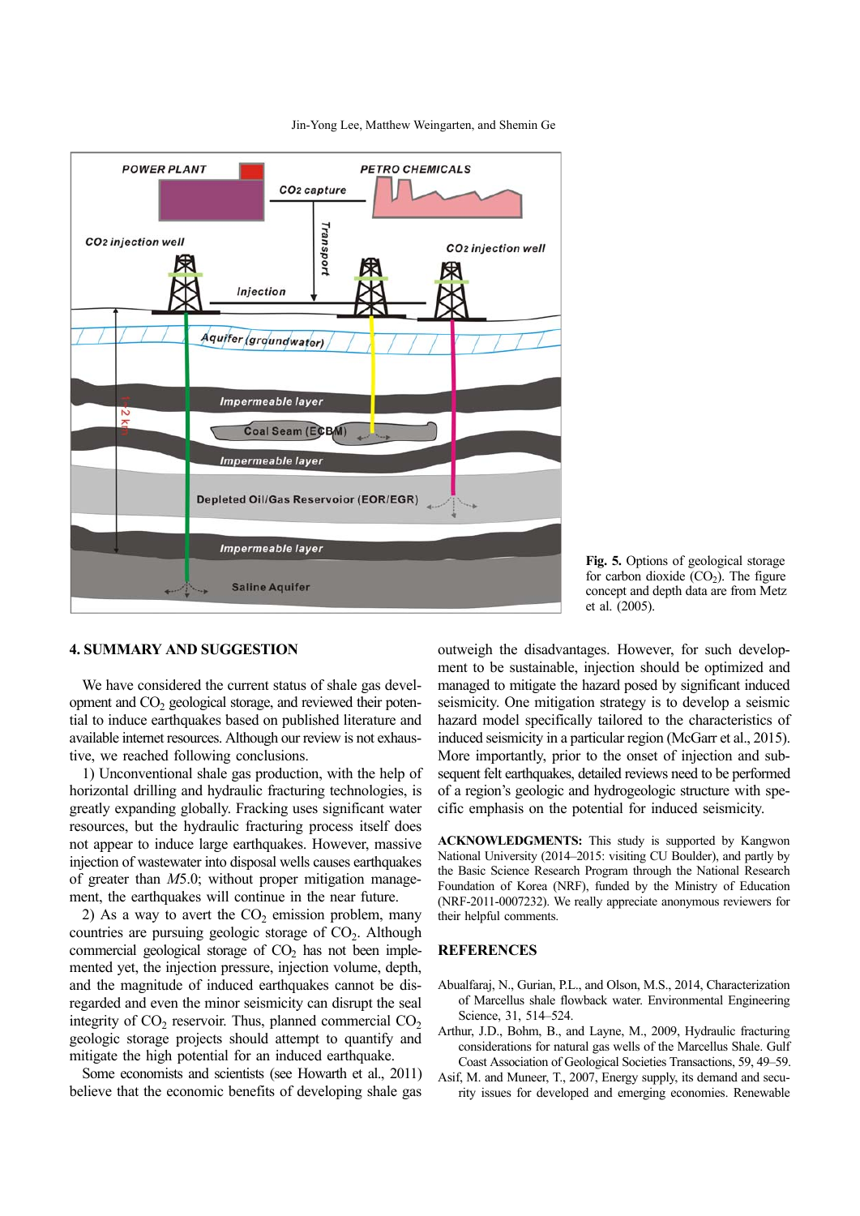POWER PLANT

PETRO CHEMICALS

$CO_2$ capture

Transport

$CO_2$ injection well

$CO_2$ injection well

Injection

Aquifer (groundwater)

1~2 km

Impermeable layer

Coal Seam (ECBM)

Impermeable layer

Depleted Oil/Gas Reservoir (EOR/EGR)

Impermeable layer

Saline Aquifer

**Fig. 5.** Options of geological storage for carbon dioxide ($CO_2$). The figure concept and depth data are from Metz et al. (2005).

## 4. SUMMARY AND SUGGESTION

We have considered the current status of shale gas development and $CO_2$ geological storage, and reviewed their potential to induce earthquakes based on published literature and available internet resources. Although our review is not exhaustive, we reached following conclusions.

1) Unconventional shale gas production, with the help of horizontal drilling and hydraulic fracturing technologies, is greatly expanding globally. Fracking uses significant water resources, but the hydraulic fracturing process itself does not appear to induce large earthquakes. However, massive injection of wastewater into disposal wells causes earthquakes of greater than *M*5.0; without proper mitigation management, the earthquakes will continue in the near future.

2) As a way to avert the $CO_2$ emission problem, many countries are pursuing geologic storage of $CO_2$. Although commercial geological storage of $CO_2$ has not been implemented yet, the injection pressure, injection volume, depth, and the magnitude of induced earthquakes cannot be disregarded and even the minor seismicity can disrupt the seal integrity of $CO_2$ reservoir. Thus, planned commercial $CO_2$ geologic storage projects should attempt to quantify and mitigate the high potential for an induced earthquake.

Some economists and scientists (see Howarth et al., 2011) believe that the economic benefits of developing shale gas outweigh the disadvantages. However, for such development to be sustainable, injection should be optimized and managed to mitigate the hazard posed by significant induced seismicity. One mitigation strategy is to develop a seismic hazard model specifically tailored to the characteristics of induced seismicity in a particular region (McGarr et al., 2015). More importantly, prior to the onset of injection and subsequent felt earthquakes, detailed reviews need to be performed of a region's geologic and hydrogeologic structure with specific emphasis on the potential for induced seismicity.

**ACKNOWLEDGMENTS:** This study is supported by Kangwon National University (2014–2015: visiting CU Boulder), and partly by the Basic Science Research Program through the National Research Foundation of Korea (NRF), funded by the Ministry of Education (NRF-2011-0007232). We really appreciate anonymous reviewers for their helpful comments.

## REFERENCES

Abualfaraj, N., Gurian, P.L., and Olson, M.S., 2014, Characterization of Marcellus shale flowback water. Environmental Engineering Science, 31, 514–524.

Arthur, J.D., Bohm, B., and Layne, M., 2009, Hydraulic fracturing considerations for natural gas wells of the Marcellus Shale. Gulf Coast Association of Geological Societies Transactions, 59, 49–59.

Asif, M. and Muneer, T., 2007, Energy supply, its demand and security issues for developed and emerging economies. Renewable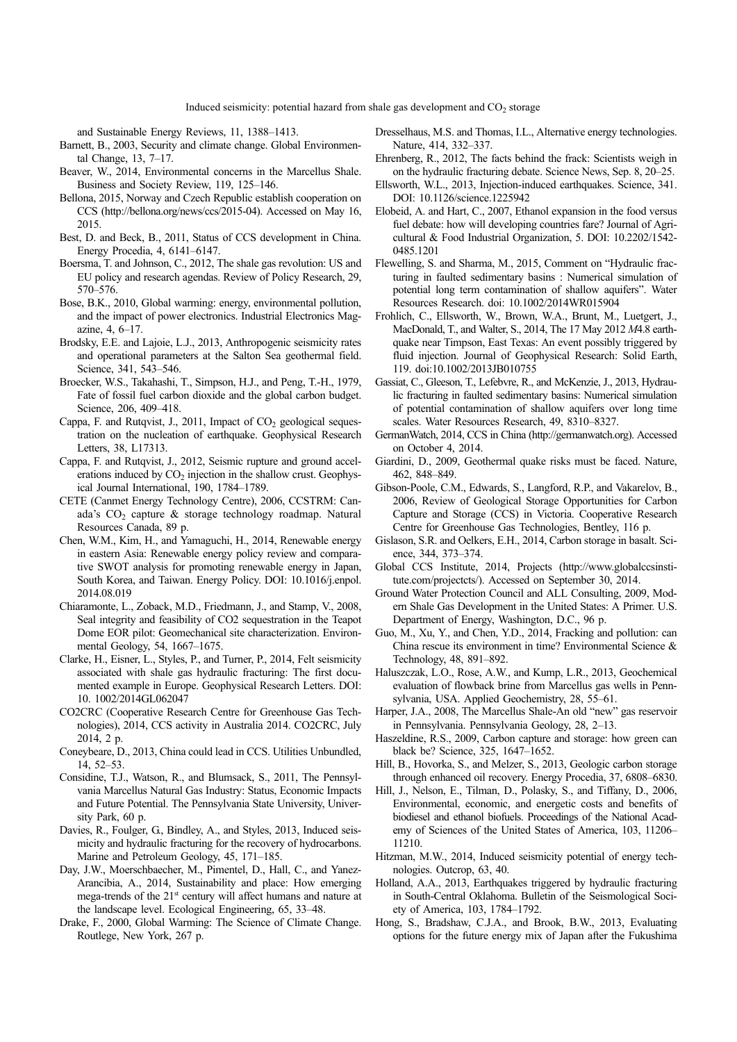and Sustainable Energy Reviews, 11, 1388–1413.

Barnett, B., 2003, Security and climate change. Global Environmental Change, 13, 7–17.

Beaver, W., 2014, Environmental concerns in the Marcellus Shale. Business and Society Review, 119, 125–146.

Bellona, 2015, Norway and Czech Republic establish cooperation on CCS (http://bellona.org/news/ccs/2015-04). Accessed on May 16, 2015.

Best, D. and Beck, B., 2011, Status of CCS development in China. Energy Procedia, 4, 6141–6147.

Boersma, T. and Johnson, C., 2012, The shale gas revolution: US and EU policy and research agendas. Review of Policy Research, 29, 570–576.

Bose, B.K., 2010, Global warming: energy, environmental pollution, and the impact of power electronics. Industrial Electronics Magazine, 4, 6–17.

Brodsky, E.E. and Lajoie, L.J., 2013, Anthropogenic seismicity rates and operational parameters at the Salton Sea geothermal field. Science, 341, 543–546.

Broecker, W.S., Takahashi, T., Simpson, H.J., and Peng, T.-H., 1979, Fate of fossil fuel carbon dioxide and the global carbon budget. Science, 206, 409–418.

Cappa, F. and Rutqvist, J., 2011, Impact of $CO_2$ geological sequestration on the nucleation of earthquake. Geophysical Research Letters, 38, L17313.

Cappa, F. and Rutqvist, J., 2012, Seismic rupture and ground accelerations induced by $CO_2$ injection in the shallow crust. Geophysical Journal International, 190, 1784–1789.

CETE (Canmet Energy Technology Centre), 2006, CCSTRM: Canada's $CO_2$ capture & storage technology roadmap. Natural Resources Canada, 89 p.

Chen, W.M., Kim, H., and Yamaguchi, H., 2014, Renewable energy in eastern Asia: Renewable energy policy review and comparative SWOT analysis for promoting renewable energy in Japan, South Korea, and Taiwan. Energy Policy. DOI: 10.1016/j.enpol.2014.08.019

Chiaramonte, L., Zoback, M.D., Friedmann, J., and Stamp, V., 2008, Seal integrity and feasibility of CO2 sequestration in the Teapot Dome EOR pilot: Geomechanical site characterization. Environmental Geology, 54, 1667–1675.

Clarke, H., Eisner, L., Styles, P., and Turner, P., 2014, Felt seismicity associated with shale gas hydraulic fracturing: The first documented example in Europe. Geophysical Research Letters. DOI: 10. 1002/2014GL062047

CO2CRC (Cooperative Research Centre for Greenhouse Gas Technologies), 2014, CCS activity in Australia 2014. CO2CRC, July 2014, 2 p.

Coneybeare, D., 2013, China could lead in CCS. Utilities Unbundled, 14, 52–53.

Considine, T.J., Watson, R., and Blumsack, S., 2011, The Pennsylvania Marcellus Natural Gas Industry: Status, Economic Impacts and Future Potential. The Pennsylvania State University, University Park, 60 p.

Davies, R., Foulger, G., Bindley, A., and Styles, 2013, Induced seismicity and hydraulic fracturing for the recovery of hydrocarbons. Marine and Petroleum Geology, 45, 171–185.

Day, J.W., Moerschbaecher, M., Pimentel, D., Hall, C., and Yanez-Arancibia, A., 2014, Sustainability and place: How emerging mega-trends of the 21st century will affect humans and nature at the landscape level. Ecological Engineering, 65, 33–48.

Drake, F., 2000, Global Warming: The Science of Climate Change. Routlege, New York, 267 p.

Dresselhaus, M.S. and Thomas, I.L., Alternative energy technologies. Nature, 414, 332–337.

Ehrenberg, R., 2012, The facts behind the frack: Scientists weigh in on the hydraulic fracturing debate. Science News, Sep. 8, 20–25.

Ellsworth, W.L., 2013, Injection-induced earthquakes. Science, 341. DOI: 10.1126/science.1225942

Elobeid, A. and Hart, C., 2007, Ethanol expansion in the food versus fuel debate: how will developing countries fare? Journal of Agricultural & Food Industrial Organization, 5. DOI: 10.2202/1542-0485.1201

Flewelling, S. and Sharma, M., 2015, Comment on "Hydraulic fracturing in faulted sedimentary basins : Numerical simulation of potential long term contamination of shallow aquifers". Water Resources Research. doi: 10.1002/2014WR015904

Frohlich, C., Ellsworth, W., Brown, W.A., Brunt, M., Luetgert, J., MacDonald, T., and Walter, S., 2014, The 17 May 2012 *M*4.8 earthquake near Timpson, East Texas: An event possibly triggered by fluid injection. Journal of Geophysical Research: Solid Earth, 119. doi:10.1002/2013JB010755

Gassiat, C., Gleeson, T., Lefebvre, R., and McKenzie, J., 2013, Hydraulic fracturing in faulted sedimentary basins: Numerical simulation of potential contamination of shallow aquifers over long time scales. Water Resources Research, 49, 8310–8327.

GermanWatch, 2014, CCS in China (http://germanwatch.org). Accessed on October 4, 2014.

Giardini, D., 2009, Geothermal quake risks must be faced. Nature, 462, 848–849.

Gibson-Poole, C.M., Edwards, S., Langford, R.P., and Vakarelov, B., 2006, Review of Geological Storage Opportunities for Carbon Capture and Storage (CCS) in Victoria. Cooperative Research Centre for Greenhouse Gas Technologies, Bentley, 116 p.

Gislason, S.R. and Oelkers, E.H., 2014, Carbon storage in basalt. Science, 344, 373–374.

Global CCS Institute, 2014, Projects (http://www.globalccsinstitute.com/projectcts/). Accessed on September 30, 2014.

Ground Water Protection Council and ALL Consulting, 2009, Modern Shale Gas Development in the United States: A Primer. U.S. Department of Energy, Washington, D.C., 96 p.

Guo, M., Xu, Y., and Chen, Y.D., 2014, Fracking and pollution: can China rescue its environment in time? Environmental Science & Technology, 48, 891–892.

Haluszczak, L.O., Rose, A.W., and Kump, L.R., 2013, Geochemical evaluation of flowback brine from Marcellus gas wells in Pennsylvania, USA. Applied Geochemistry, 28, 55–61.

Harper, J.A., 2008, The Marcellus Shale-An old "new" gas reservoir in Pennsylvania. Pennsylvania Geology, 28, 2–13.

Haszeldine, R.S., 2009, Carbon capture and storage: how green can black be? Science, 325, 1647–1652.

Hill, B., Hovorka, S., and Melzer, S., 2013, Geologic carbon storage through enhanced oil recovery. Energy Procedia, 37, 6808–6830.

Hill, J., Nelson, E., Tilman, D., Polasky, S., and Tiffany, D., 2006, Environmental, economic, and energetic costs and benefits of biodiesel and ethanol biofuels. Proceedings of the National Academy of Sciences of the United States of America, 103, 11206–11210.

Hitzman, M.W., 2014, Induced seismicity potential of energy technologies. Outcrop, 63, 40.

Holland, A.A., 2013, Earthquakes triggered by hydraulic fracturing in South-Central Oklahoma. Bulletin of the Seismological Society of America, 103, 1784–1792.

Hong, S., Bradshaw, C.J.A., and Brook, B.W., 2013, Evaluating options for the future energy mix of Japan after the Fukushima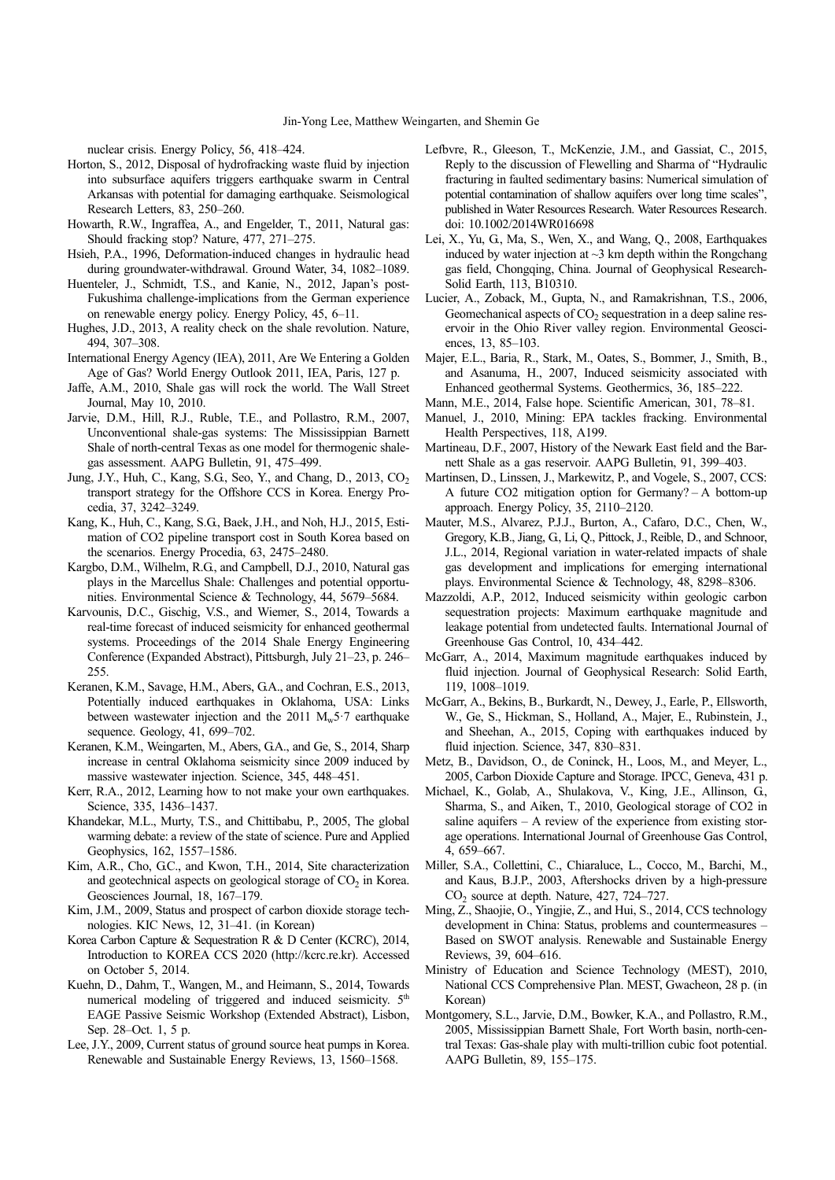nuclear crisis. Energy Policy, 56, 418–424.

Horton, S., 2012, Disposal of hydrofracking waste fluid by injection into subsurface aquifers triggers earthquake swarm in Central Arkansas with potential for damaging earthquake. Seismological Research Letters, 83, 250–260.

Howarth, R.W., Ingraffea, A., and Engelder, T., 2011, Natural gas: Should fracking stop? Nature, 477, 271–275.

Hsieh, P.A., 1996, Deformation-induced changes in hydraulic head during groundwater-withdrawal. Ground Water, 34, 1082–1089.

Huenteler, J., Schmidt, T.S., and Kanie, N., 2012, Japan's post-Fukushima challenge-implications from the German experience on renewable energy policy. Energy Policy, 45, 6–11.

Hughes, J.D., 2013, A reality check on the shale revolution. Nature, 494, 307–308.

International Energy Agency (IEA), 2011, Are We Entering a Golden Age of Gas? World Energy Outlook 2011, IEA, Paris, 127 p.

Jaffe, A.M., 2010, Shale gas will rock the world. The Wall Street Journal, May 10, 2010.

Jarvie, D.M., Hill, R.J., Ruble, T.E., and Pollastro, R.M., 2007, Unconventional shale-gas systems: The Mississippian Barnett Shale of north-central Texas as one model for thermogenic shale-gas assessment. AAPG Bulletin, 91, 475–499.

Jung, J.Y., Huh, C., Kang, S.G., Seo, Y., and Chang, D., 2013, $CO_2$ transport strategy for the Offshore CCS in Korea. Energy Procedia, 37, 3242–3249.

Kang, K., Huh, C., Kang, S.G., Baek, J.H., and Noh, H.J., 2015, Estimation of CO2 pipeline transport cost in South Korea based on the scenarios. Energy Procedia, 63, 2475–2480.

Kargbo, D.M., Wilhelm, R.G., and Campbell, D.J., 2010, Natural gas plays in the Marcellus Shale: Challenges and potential opportunities. Environmental Science & Technology, 44, 5679–5684.

Karvounis, D.C., Gischig, V.S., and Wiemer, S., 2014, Towards a real-time forecast of induced seismicity for enhanced geothermal systems. Proceedings of the 2014 Shale Energy Engineering Conference (Expanded Abstract), Pittsburgh, July 21–23, p. 246–255.

Keranen, K.M., Savage, H.M., Abers, G.A., and Cochran, E.S., 2013, Potentially induced earthquakes in Oklahoma, USA: Links between wastewater injection and the 2011 $M_w$5·7 earthquake sequence. Geology, 41, 699–702.

Keranen, K.M., Weingarten, M., Abers, G.A., and Ge, S., 2014, Sharp increase in central Oklahoma seismicity since 2009 induced by massive wastewater injection. Science, 345, 448–451.

Kerr, R.A., 2012, Learning how to not make your own earthquakes. Science, 335, 1436–1437.

Khandekar, M.L., Murty, T.S., and Chittibabu, P., 2005, The global warming debate: a review of the state of science. Pure and Applied Geophysics, 162, 1557–1586.

Kim, A.R., Cho, G.C., and Kwon, T.H., 2014, Site characterization and geotechnical aspects on geological storage of $CO_2$ in Korea. Geosciences Journal, 18, 167–179.

Kim, J.M., 2009, Status and prospect of carbon dioxide storage technologies. KIC News, 12, 31–41. (in Korean)

Korea Carbon Capture & Sequestration R & D Center (KCRC), 2014, Introduction to KOREA CCS 2020 (http://kcrc.re.kr). Accessed on October 5, 2014.

Kuehn, D., Dahm, T., Wangen, M., and Heimann, S., 2014, Towards numerical modeling of triggered and induced seismicity. 5[th] EAGE Passive Seismic Workshop (Extended Abstract), Lisbon, Sep. 28–Oct. 1, 5 p.

Lee, J.Y., 2009, Current status of ground source heat pumps in Korea. Renewable and Sustainable Energy Reviews, 13, 1560–1568.

Lefbvre, R., Gleeson, T., McKenzie, J.M., and Gassiat, C., 2015, Reply to the discussion of Flewelling and Sharma of "Hydraulic fracturing in faulted sedimentary basins: Numerical simulation of potential contamination of shallow aquifers over long time scales", published in Water Resources Research. Water Resources Research. doi: 10.1002/2014WR016698

Lei, X., Yu, G., Ma, S., Wen, X., and Wang, Q., 2008, Earthquakes induced by water injection at ~3 km depth within the Rongchang gas field, Chongqing, China. Journal of Geophysical Research-Solid Earth, 113, B10310.

Lucier, A., Zoback, M., Gupta, N., and Ramakrishnan, T.S., 2006, Geomechanical aspects of $CO_2$ sequestration in a deep saline reservoir in the Ohio River valley region. Environmental Geosciences, 13, 85–103.

Majer, E.L., Baria, R., Stark, M., Oates, S., Bommer, J., Smith, B., and Asanuma, H., 2007, Induced seismicity associated with Enhanced geothermal Systems. Geothermics, 36, 185–222.

Mann, M.E., 2014, False hope. Scientific American, 301, 78–81.

Manuel, J., 2010, Mining: EPA tackles fracking. Environmental Health Perspectives, 118, A199.

Martineau, D.F., 2007, History of the Newark East field and the Barnett Shale as a gas reservoir. AAPG Bulletin, 91, 399–403.

Martinsen, D., Linssen, J., Markewitz, P., and Vogele, S., 2007, CCS: A future CO2 mitigation option for Germany? – A bottom-up approach. Energy Policy, 35, 2110–2120.

Mauter, M.S., Alvarez, P.J.J., Burton, A., Cafaro, D.C., Chen, W., Gregory, K.B., Jiang, G., Li, Q., Pittock, J., Reible, D., and Schnoor, J.L., 2014, Regional variation in water-related impacts of shale gas development and implications for emerging international plays. Environmental Science & Technology, 48, 8298–8306.

Mazzoldi, A.P., 2012, Induced seismicity within geologic carbon sequestration projects: Maximum earthquake magnitude and leakage potential from undetected faults. International Journal of Greenhouse Gas Control, 10, 434–442.

McGarr, A., 2014, Maximum magnitude earthquakes induced by fluid injection. Journal of Geophysical Research: Solid Earth, 119, 1008–1019.

McGarr, A., Bekins, B., Burkardt, N., Dewey, J., Earle, P., Ellsworth, W., Ge, S., Hickman, S., Holland, A., Majer, E., Rubinstein, J., and Sheehan, A., 2015, Coping with earthquakes induced by fluid injection. Science, 347, 830–831.

Metz, B., Davidson, O., de Coninck, H., Loos, M., and Meyer, L., 2005, Carbon Dioxide Capture and Storage. IPCC, Geneva, 431 p.

Michael, K., Golab, A., Shulakova, V., King, J.E., Allinson, G., Sharma, S., and Aiken, T., 2010, Geological storage of CO2 in saline aquifers – A review of the experience from existing storage operations. International Journal of Greenhouse Gas Control, 4, 659–667.

Miller, S.A., Collettini, C., Chiaraluce, L., Cocco, M., Barchi, M., and Kaus, B.J.P., 2003, Aftershocks driven by a high-pressure $CO_2$ source at depth. Nature, 427, 724–727.

Ming, Z., Shaojie, O., Yingjie, Z., and Hui, S., 2014, CCS technology development in China: Status, problems and countermeasures – Based on SWOT analysis. Renewable and Sustainable Energy Reviews, 39, 604–616.

Ministry of Education and Science Technology (MEST), 2010, National CCS Comprehensive Plan. MEST, Gwacheon, 28 p. (in Korean)

Montgomery, S.L., Jarvie, D.M., Bowker, K.A., and Pollastro, R.M., 2005, Mississippian Barnett Shale, Fort Worth basin, north-central Texas: Gas-shale play with multi-trillion cubic foot potential. AAPG Bulletin, 89, 155–175.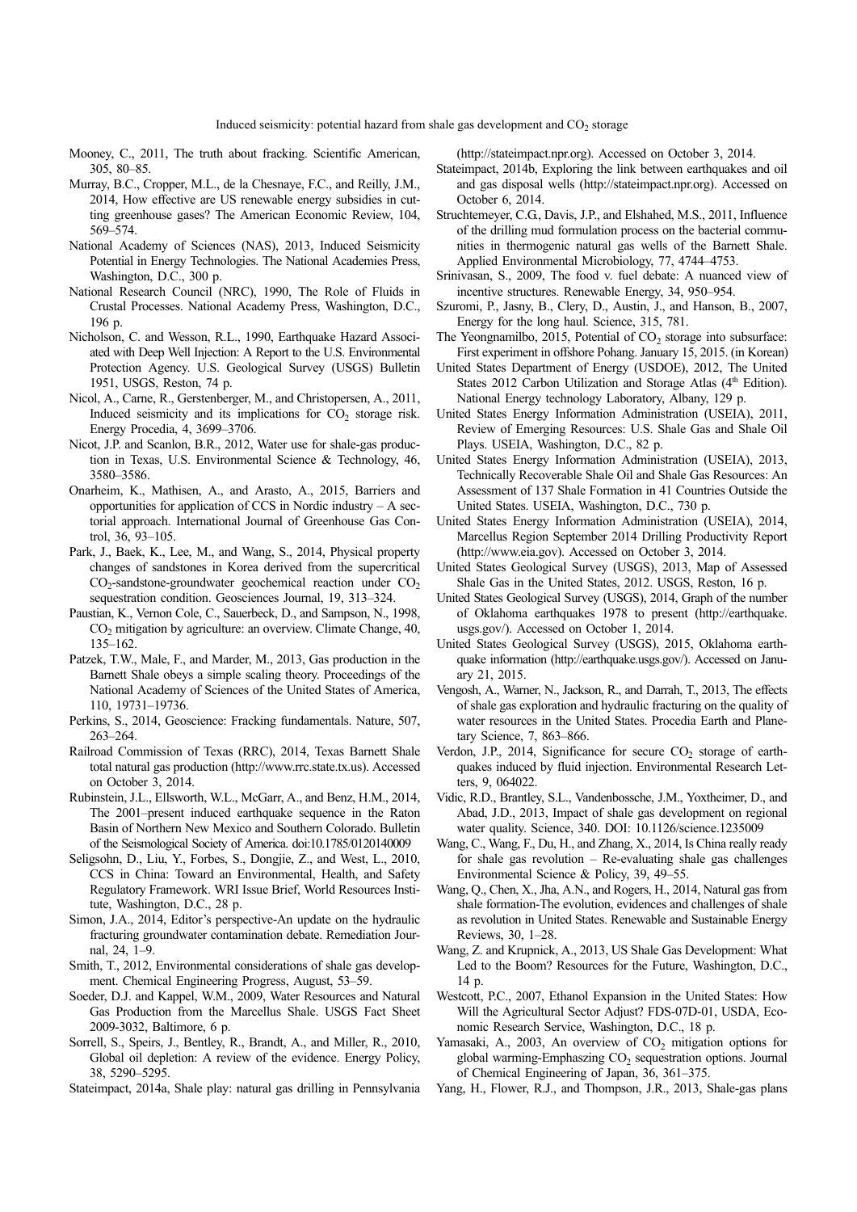Mooney, C., 2011, The truth about fracking. Scientific American, 305, 80–85.

Murray, B.C., Cropper, M.L., de la Chesnaye, F.C., and Reilly, J.M., 2014, How effective are US renewable energy subsidies in cutting greenhouse gases? The American Economic Review, 104, 569–574.

National Academy of Sciences (NAS), 2013, Induced Seismicity Potential in Energy Technologies. The National Academies Press, Washington, D.C., 300 p.

National Research Council (NRC), 1990, The Role of Fluids in Crustal Processes. National Academy Press, Washington, D.C., 196 p.

Nicholson, C. and Wesson, R.L., 1990, Earthquake Hazard Associated with Deep Well Injection: A Report to the U.S. Environmental Protection Agency. U.S. Geological Survey (USGS) Bulletin 1951, USGS, Reston, 74 p.

Nicol, A., Carne, R., Gerstenberger, M., and Christopersen, A., 2011, Induced seismicity and its implications for $CO_2$ storage risk. Energy Procedia, 4, 3699–3706.

Nicot, J.P. and Scanlon, B.R., 2012, Water use for shale-gas production in Texas, U.S. Environmental Science & Technology, 46, 3580–3586.

Onarheim, K., Mathisen, A., and Arasto, A., 2015, Barriers and opportunities for application of CCS in Nordic industry – A sectorial approach. International Journal of Greenhouse Gas Control, 36, 93–105.

Park, J., Baek, K., Lee, M., and Wang, S., 2014, Physical property changes of sandstones in Korea derived from the supercritical $CO_2$-sandstone-groundwater geochemical reaction under $CO_2$ sequestration condition. Geosciences Journal, 19, 313–324.

Paustian, K., Vernon Cole, C., Sauerbeck, D., and Sampson, N., 1998, $CO_2$ mitigation by agriculture: an overview. Climate Change, 40, 135–162.

Patzek, T.W., Male, F., and Marder, M., 2013, Gas production in the Barnett Shale obeys a simple scaling theory. Proceedings of the National Academy of Sciences of the United States of America, 110, 19731–19736.

Perkins, S., 2014, Geoscience: Fracking fundamentals. Nature, 507, 263–264.

Railroad Commission of Texas (RRC), 2014, Texas Barnett Shale total natural gas production (http://www.rrc.state.tx.us). Accessed on October 3, 2014.

Rubinstein, J.L., Ellsworth, W.L., McGarr, A., and Benz, H.M., 2014, The 2001–present induced earthquake sequence in the Raton Basin of Northern New Mexico and Southern Colorado. Bulletin of the Seismological Society of America. doi:10.1785/0120140009

Seligsohn, D., Liu, Y., Forbes, S., Dongjie, Z., and West, L., 2010, CCS in China: Toward an Environmental, Health, and Safety Regulatory Framework. WRI Issue Brief, World Resources Institute, Washington, D.C., 28 p.

Simon, J.A., 2014, Editor's perspective-An update on the hydraulic fracturing groundwater contamination debate. Remediation Journal, 24, 1–9.

Smith, T., 2012, Environmental considerations of shale gas development. Chemical Engineering Progress, August, 53–59.

Soeder, D.J. and Kappel, W.M., 2009, Water Resources and Natural Gas Production from the Marcellus Shale. USGS Fact Sheet 2009-3032, Baltimore, 6 p.

Sorrell, S., Speirs, J., Bentley, R., Brandt, A., and Miller, R., 2010, Global oil depletion: A review of the evidence. Energy Policy, 38, 5290–5295.

Stateimpact, 2014a, Shale play: natural gas drilling in Pennsylvania (http://stateimpact.npr.org). Accessed on October 3, 2014.

Stateimpact, 2014b, Exploring the link between earthquakes and oil and gas disposal wells (http://stateimpact.npr.org). Accessed on October 6, 2014.

Struchtemeyer, C.G., Davis, J.P., and Elshahed, M.S., 2011, Influence of the drilling mud formulation process on the bacterial communities in thermogenic natural gas wells of the Barnett Shale. Applied Environmental Microbiology, 77, 4744–4753.

Srinivasan, S., 2009, The food v. fuel debate: A nuanced view of incentive structures. Renewable Energy, 34, 950–954.

Szuromi, P., Jasny, B., Clery, D., Austin, J., and Hanson, B., 2007, Energy for the long haul. Science, 315, 781.

The Yeongnamilbo, 2015, Potential of $CO_2$ storage into subsurface: First experiment in offshore Pohang. January 15, 2015. (in Korean)

United States Department of Energy (USDOE), 2012, The United States 2012 Carbon Utilization and Storage Atlas (4th Edition). National Energy technology Laboratory, Albany, 129 p.

United States Energy Information Administration (USEIA), 2011, Review of Emerging Resources: U.S. Shale Gas and Shale Oil Plays. USEIA, Washington, D.C., 82 p.

United States Energy Information Administration (USEIA), 2013, Technically Recoverable Shale Oil and Shale Gas Resources: An Assessment of 137 Shale Formation in 41 Countries Outside the United States. USEIA, Washington, D.C., 730 p.

United States Energy Information Administration (USEIA), 2014, Marcellus Region September 2014 Drilling Productivity Report (http://www.eia.gov). Accessed on October 3, 2014.

United States Geological Survey (USGS), 2013, Map of Assessed Shale Gas in the United States, 2012. USGS, Reston, 16 p.

United States Geological Survey (USGS), 2014, Graph of the number of Oklahoma earthquakes 1978 to present (http://earthquake.usgs.gov/). Accessed on October 1, 2014.

United States Geological Survey (USGS), 2015, Oklahoma earthquake information (http://earthquake.usgs.gov/). Accessed on January 21, 2015.

Vengosh, A., Warner, N., Jackson, R., and Darrah, T., 2013, The effects of shale gas exploration and hydraulic fracturing on the quality of water resources in the United States. Procedia Earth and Planetary Science, 7, 863–866.

Verdon, J.P., 2014, Significance for secure $CO_2$ storage of earthquakes induced by fluid injection. Environmental Research Letters, 9, 064022.

Vidic, R.D., Brantley, S.L., Vandenbossche, J.M., Yoxtheimer, D., and Abad, J.D., 2013, Impact of shale gas development on regional water quality. Science, 340. DOI: 10.1126/science.1235009

Wang, C., Wang, F., Du, H., and Zhang, X., 2014, Is China really ready for shale gas revolution – Re-evaluating shale gas challenges Environmental Science & Policy, 39, 49–55.

Wang, Q., Chen, X., Jha, A.N., and Rogers, H., 2014, Natural gas from shale formation-The evolution, evidences and challenges of shale as revolution in United States. Renewable and Sustainable Energy Reviews, 30, 1–28.

Wang, Z. and Krupnick, A., 2013, US Shale Gas Development: What Led to the Boom? Resources for the Future, Washington, D.C., 14 p.

Westcott, P.C., 2007, Ethanol Expansion in the United States: How Will the Agricultural Sector Adjust? FDS-07D-01, USDA, Economic Research Service, Washington, D.C., 18 p.

Yamasaki, A., 2003, An overview of $CO_2$ mitigation options for global warming-Emphaszing $CO_2$ sequestration options. Journal of Chemical Engineering of Japan, 36, 361–375.

Yang, H., Flower, R.J., and Thompson, J.R., 2013, Shale-gas plans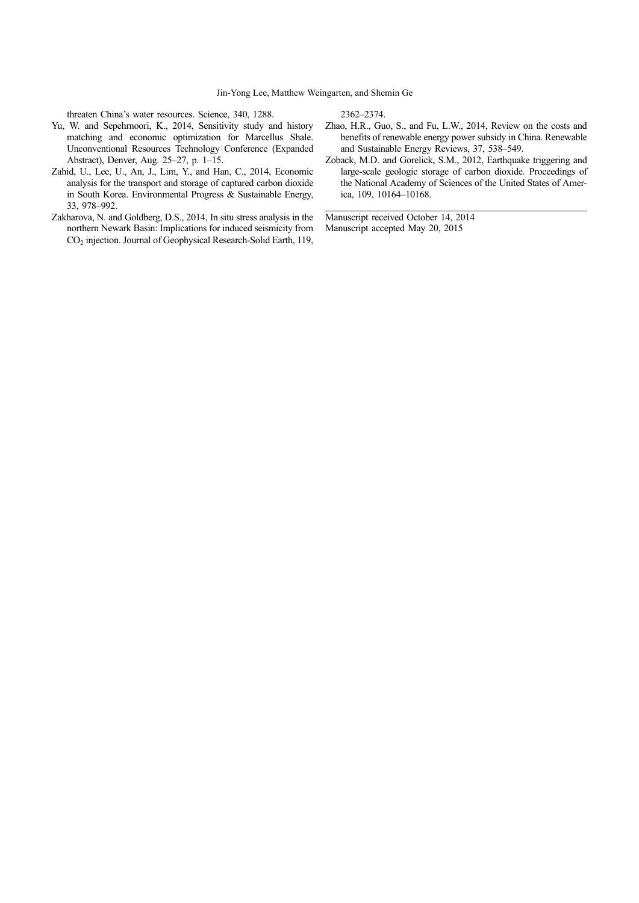threaten China's water resources. Science, 340, 1288.

Yu, W. and Sepehrnoori, K., 2014, Sensitivity study and history matching and economic optimization for Marcellus Shale. Unconventional Resources Technology Conference (Expanded Abstract), Denver, Aug. 25–27, p. 1–15.

Zahid, U., Lee, U., An, J., Lim, Y., and Han, C., 2014, Economic analysis for the transport and storage of captured carbon dioxide in South Korea. Environmental Progress & Sustainable Energy, 33, 978–992.

Zakharova, N. and Goldberg, D.S., 2014, In situ stress analysis in the northern Newark Basin: Implications for induced seismicity from $CO_2$ injection. Journal of Geophysical Research-Solid Earth, 119, 2362–2374.

Zhao, H.R., Guo, S., and Fu, L.W., 2014, Review on the costs and benefits of renewable energy power subsidy in China. Renewable and Sustainable Energy Reviews, 37, 538–549.

Zoback, M.D. and Gorelick, S.M., 2012, Earthquake triggering and large-scale geologic storage of carbon dioxide. Proceedings of the National Academy of Sciences of the United States of America, 109, 10164–10168.

---

Manuscript received October 14, 2014
Manuscript accepted May 20, 2015